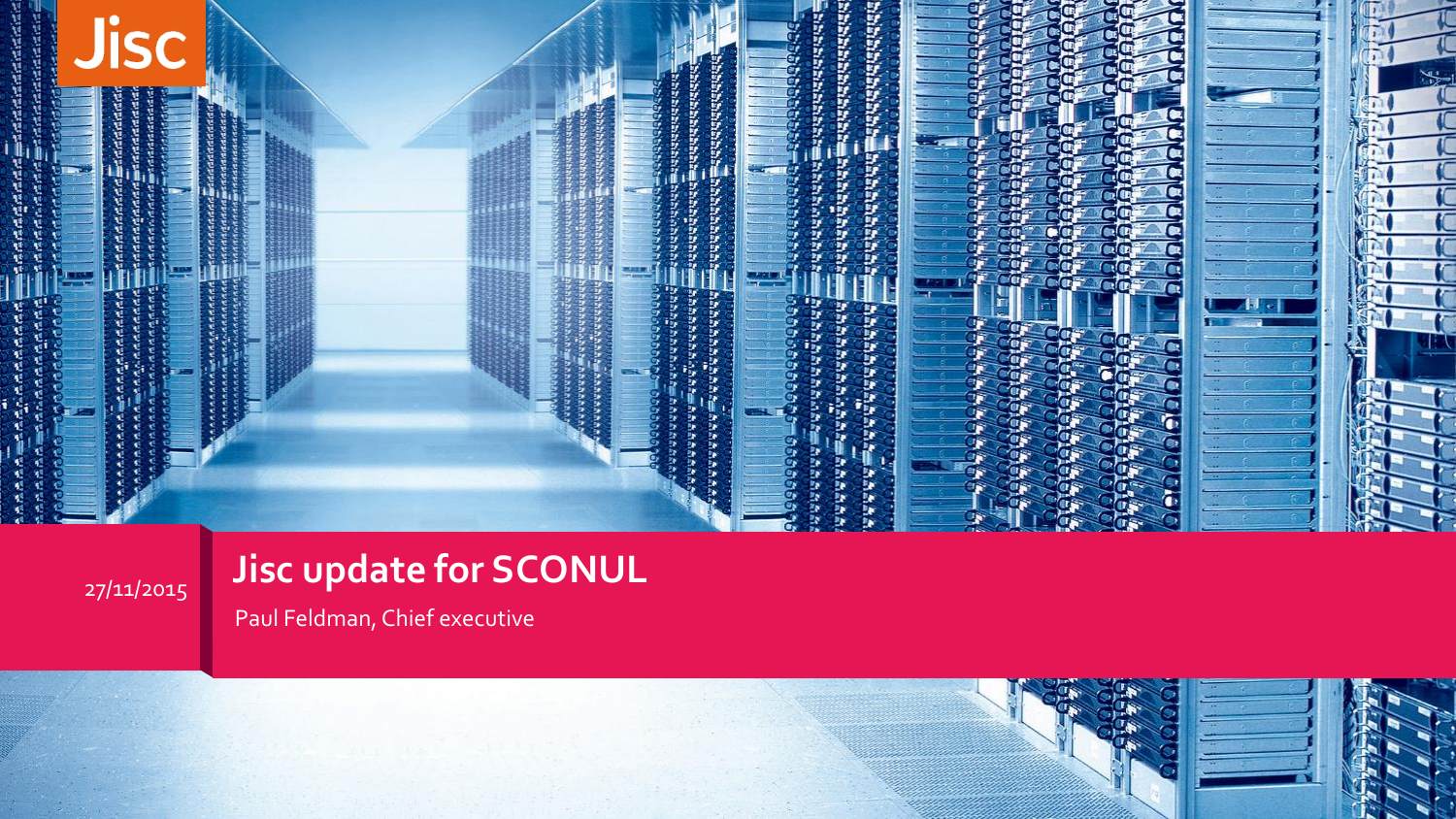Jisc

27/11/2015

# Jisc update for SCONUL

Paul Feldman, Chief executive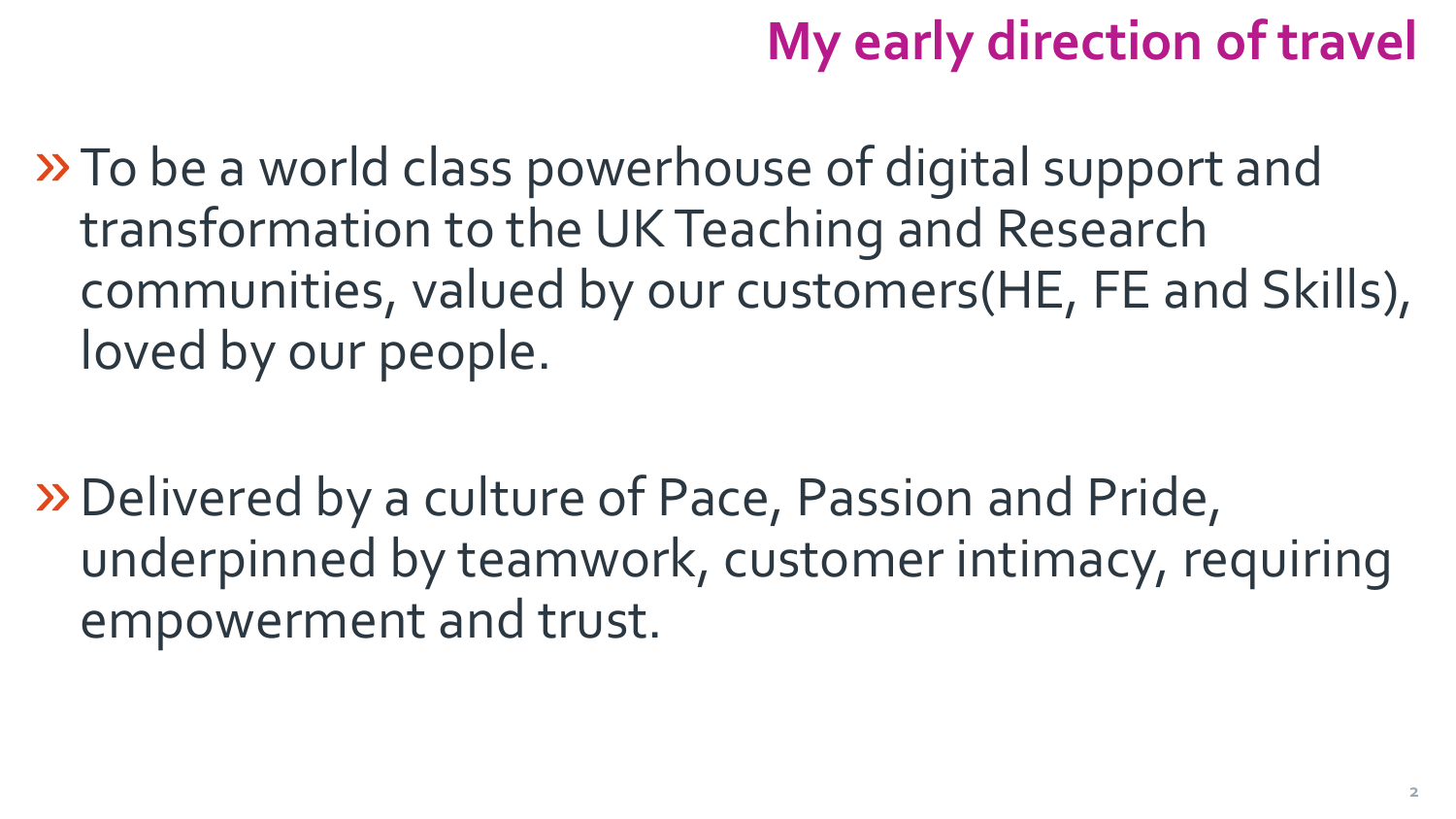# My early direction of travel

- To be a world class powerhouse of digital support and transformation to the UK Teaching and Research communities, valued by our customers(HE, FE and Skills), loved by our people.

- Delivered by a culture of Pace, Passion and Pride, underpinned by teamwork, customer intimacy, requiring empowerment and trust.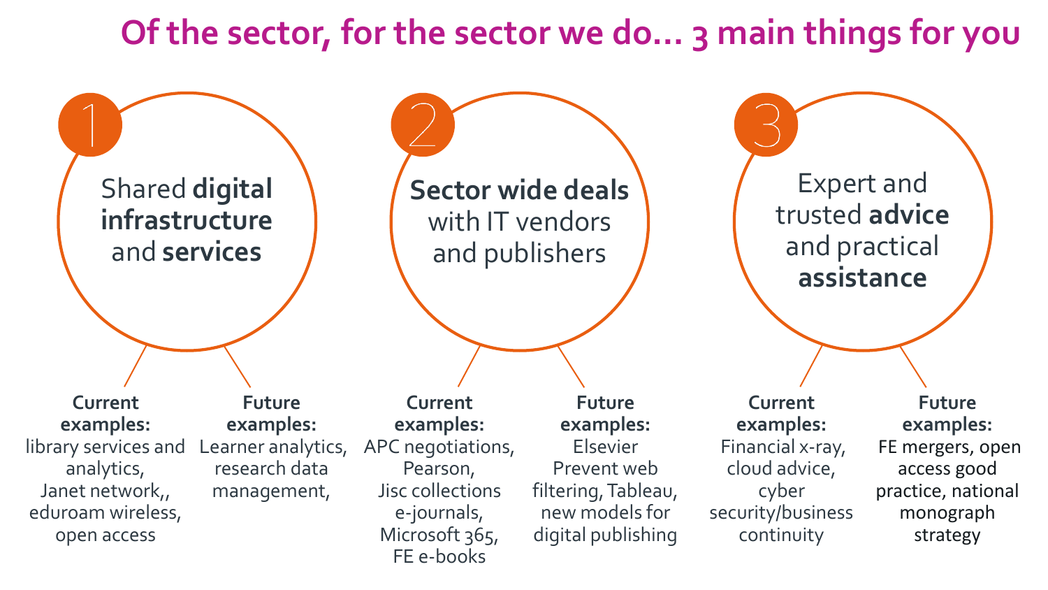# Of the sector, for the sector we do… 3 main things for you

## 1

Shared **digital infrastructure** and **services**

**Current examples:**
library services and analytics,
Janet network,,
eduroam wireless,
open access

**Future examples:**
Learner analytics,
research data management,

## 2

**Sector wide deals** with IT vendors and publishers

**Current examples:**
APC negotiations,
Pearson,
Jisc collections e-journals,
Microsoft 365,
FE e-books

**Future examples:**
Elsevier
Prevent web filtering, Tableau,
new models for digital publishing

## 3

Expert and trusted **advice** and practical **assistance**

**Current examples:**
Financial x-ray,
cloud advice,
cyber security/business continuity

**Future examples:**
FE mergers, open access good practice, national monograph strategy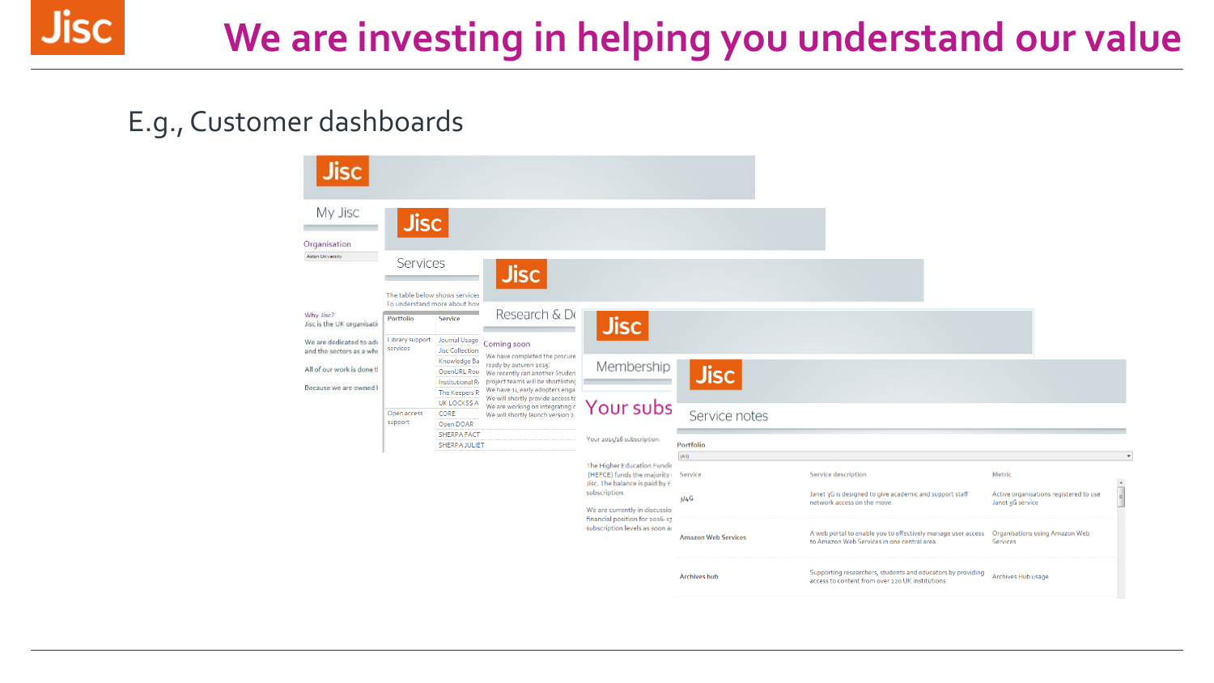# We are investing in helping you understand our value

E.g., Customer dashboards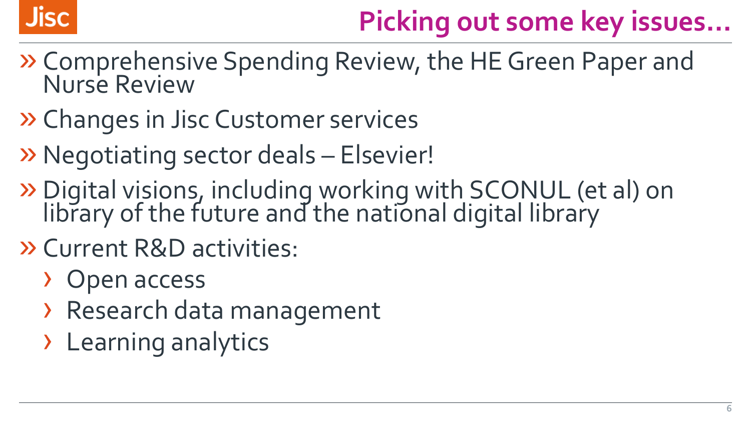# Picking out some key issues…

- Comprehensive Spending Review, the HE Green Paper and Nurse Review
- Changes in Jisc Customer services
- Negotiating sector deals – Elsevier!
- Digital visions, including working with SCONUL (et al) on library of the future and the national digital library
- Current R&D activities:
  - Open access
  - Research data management
  - Learning analytics